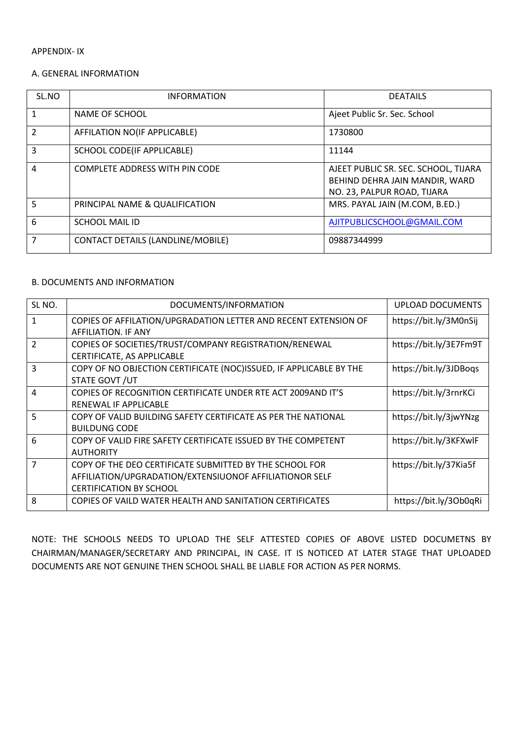APPENDIX- IX

A. GENERAL INFORMATION

| SL.NO | INFORMATION | DEATAILS |
|---|---|---|
| 1 | NAME OF SCHOOL | Ajeet Public Sr. Sec. School |
| 2 | AFFILATION NO(IF APPLICABLE) | 1730800 |
| 3 | SCHOOL CODE(IF APPLICABLE) | 11144 |
| 4 | COMPLETE ADDRESS WITH PIN CODE | AJEET PUBLIC SR. SEC. SCHOOL, TIJARA BEHIND DEHRA JAIN MANDIR, WARD NO. 23, PALPUR ROAD, TIJARA |
| 5 | PRINCIPAL NAME & QUALIFICATION | MRS. PAYAL JAIN (M.COM, B.ED.) |
| 6 | SCHOOL MAIL ID | AJITPUBLICSCHOOL@GMAIL.COM |
| 7 | CONTACT DETAILS (LANDLINE/MOBILE) | 09887344999 |

B. DOCUMENTS AND INFORMATION

| SL NO. | DOCUMENTS/INFORMATION | UPLOAD DOCUMENTS |
|---|---|---|
| 1 | COPIES OF AFFILATION/UPGRADATION LETTER AND RECENT EXTENSION OF AFFILIATION. IF ANY | https://bit.ly/3M0nSij |
| 2 | COPIES OF SOCIETIES/TRUST/COMPANY REGISTRATION/RENEWAL CERTIFICATE, AS APPLICABLE | https://bit.ly/3E7Fm9T |
| 3 | COPY OF NO OBJECTION CERTIFICATE (NOC)ISSUED, IF APPLICABLE BY THE STATE GOVT /UT | https://bit.ly/3JDBoqs |
| 4 | COPIES OF RECOGNITION CERTIFICATE UNDER RTE ACT 2009AND IT'S RENEWAL IF APPLICABLE | https://bit.ly/3rnrKCi |
| 5 | COPY OF VALID BUILDING SAFETY CERTIFICATE AS PER THE NATIONAL BUILDUNG CODE | https://bit.ly/3jwYNzg |
| 6 | COPY OF VALID FIRE SAFETY CERTIFICATE ISSUED BY THE COMPETENT AUTHORITY | https://bit.ly/3KFXwlF |
| 7 | COPY OF THE DEO CERTIFICATE SUBMITTED BY THE SCHOOL FOR AFFILIATION/UPGRADATION/EXTENSIUONOF AFFILIATIONOR SELF CERTIFICATION BY SCHOOL | https://bit.ly/37Kia5f |
| 8 | COPIES OF VAILD WATER HEALTH AND SANITATION CERTIFICATES | https://bit.ly/3Ob0qRi |

NOTE: THE SCHOOLS NEEDS TO UPLOAD THE SELF ATTESTED COPIES OF ABOVE LISTED DOCUMETNS BY CHAIRMAN/MANAGER/SECRETARY AND PRINCIPAL, IN CASE. IT IS NOTICED AT LATER STAGE THAT UPLOADED DOCUMENTS ARE NOT GENUINE THEN SCHOOL SHALL BE LIABLE FOR ACTION AS PER NORMS.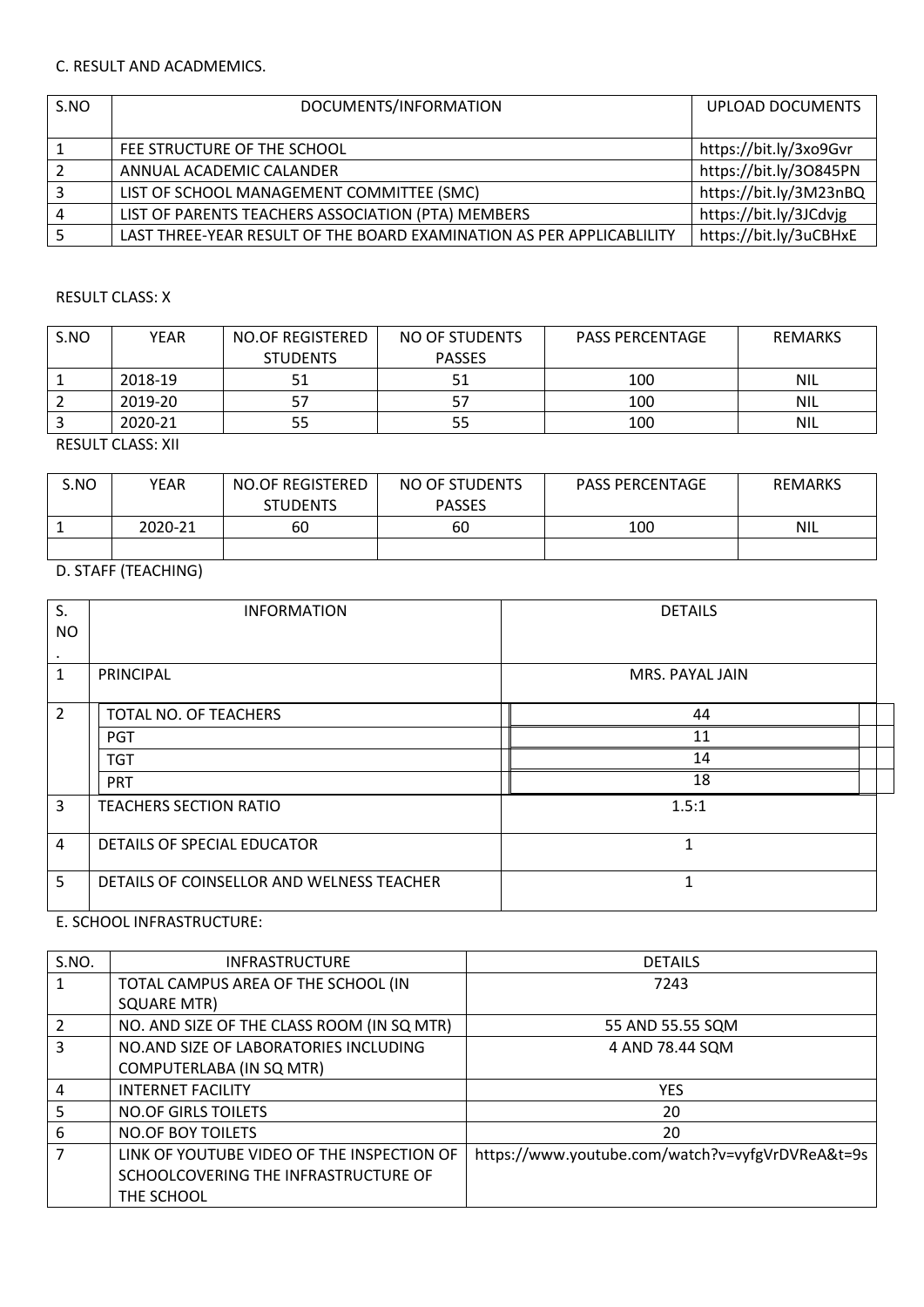C. RESULT AND ACADMEMICS.

| S.NO | DOCUMENTS/INFORMATION | UPLOAD DOCUMENTS |
|---|---|---|
| 1 | FEE STRUCTURE OF THE SCHOOL | https://bit.ly/3xo9Gvr |
| 2 | ANNUAL ACADEMIC CALANDER | https://bit.ly/3O845PN |
| 3 | LIST OF SCHOOL MANAGEMENT COMMITTEE (SMC) | https://bit.ly/3M23nBQ |
| 4 | LIST OF PARENTS TEACHERS ASSOCIATION (PTA) MEMBERS | https://bit.ly/3JCdvjg |
| 5 | LAST THREE-YEAR RESULT OF THE BOARD EXAMINATION AS PER APPLICABLILITY | https://bit.ly/3uCBHxE |

RESULT CLASS: X

| S.NO | YEAR | NO.OF REGISTERED STUDENTS | NO OF STUDENTS PASSES | PASS PERCENTAGE | REMARKS |
|---|---|---|---|---|---|
| 1 | 2018-19 | 51 | 51 | 100 | NIL |
| 2 | 2019-20 | 57 | 57 | 100 | NIL |
| 3 | 2020-21 | 55 | 55 | 100 | NIL |

RESULT CLASS: XII

| S.NO | YEAR | NO.OF REGISTERED STUDENTS | NO OF STUDENTS PASSES | PASS PERCENTAGE | REMARKS |
|---|---|---|---|---|---|
| 1 | 2020-21 | 60 | 60 | 100 | NIL |
| | | | | | |

D. STAFF (TEACHING)

| S. NO. | INFORMATION | DETAILS |
|---|---|---|
| 1 | PRINCIPAL | MRS. PAYAL JAIN |
| 2 | TOTAL NO. OF TEACHERS | 44 |
| | PGT | 11 |
| | TGT | 14 |
| | PRT | 18 |
| 3 | TEACHERS SECTION RATIO | 1.5:1 |
| 4 | DETAILS OF SPECIAL EDUCATOR | 1 |
| 5 | DETAILS OF COINSELLOR AND WELNESS TEACHER | 1 |

E. SCHOOL INFRASTRUCTURE:

| S.NO. | INFRASTRUCTURE | DETAILS |
|---|---|---|
| 1 | TOTAL CAMPUS AREA OF THE SCHOOL (IN SQUARE MTR) | 7243 |
| 2 | NO. AND SIZE OF THE CLASS ROOM (IN SQ MTR) | 55 AND 55.55 SQM |
| 3 | NO.AND SIZE OF LABORATORIES INCLUDING COMPUTERLABA (IN SQ MTR) | 4 AND 78.44 SQM |
| 4 | INTERNET FACILITY | YES |
| 5 | NO.OF GIRLS TOILETS | 20 |
| 6 | NO.OF BOY TOILETS | 20 |
| 7 | LINK OF YOUTUBE VIDEO OF THE INSPECTION OF SCHOOLCOVERING THE INFRASTRUCTURE OF THE SCHOOL | https://www.youtube.com/watch?v=vyfgVrDVReA&t=9s |